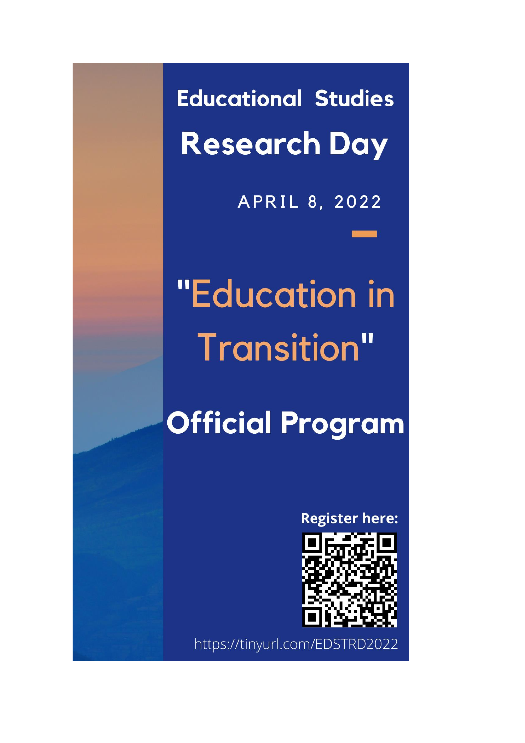# Educational Studies Research Day

APRIL 8, 2022

## "Education in Transition"

## Official Program

**Register here:**

https://tinyurl.com/EDSTRD2022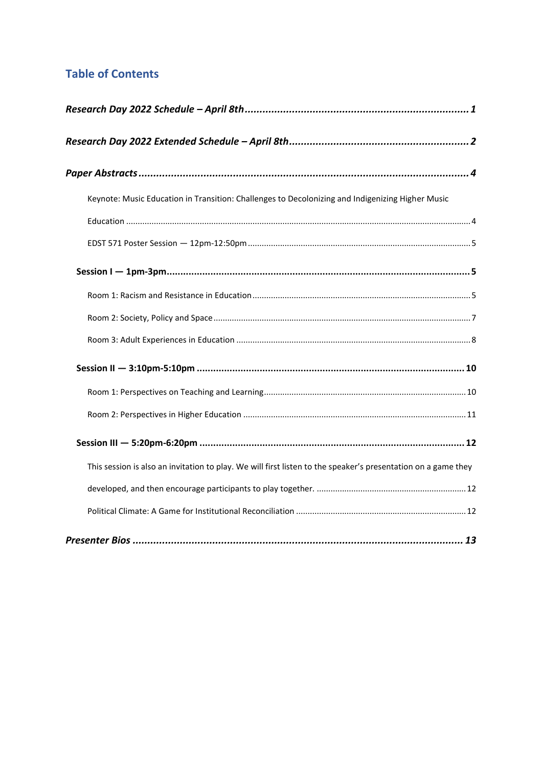## Table of Contents

***Research Day 2022 Schedule – April 8th*** ........................................................................... **1**

***Research Day 2022 Extended Schedule – April 8th*** ............................................................ **2**

***Paper Abstracts*** ................................................................................................................ **4**

Keynote: Music Education in Transition: Challenges to Decolonizing and Indigenizing Higher Music Education .................................................................................................................................... 4

EDST 571 Poster Session — 12pm-12:50pm ............................................................................... 5

**Session I — 1pm-3pm** ............................................................................................................ **5**

Room 1: Racism and Resistance in Education ............................................................................. 5

Room 2: Society, Policy and Space ............................................................................................... 7

Room 3: Adult Experiences in Education ..................................................................................... 8

**Session II — 3:10pm-5:10pm** ................................................................................................ **10**

Room 1: Perspectives on Teaching and Learning ...................................................................... 10

Room 2: Perspectives in Higher Education ............................................................................... 11

**Session III — 5:20pm-6:20pm** ............................................................................................... **12**

This session is also an invitation to play. We will first listen to the speaker's presentation on a game they developed, and then encourage participants to play together. ................................................................ 12

Political Climate: A Game for Institutional Reconciliation ......................................................... 12

***Presenter Bios*** ................................................................................................................. ***13***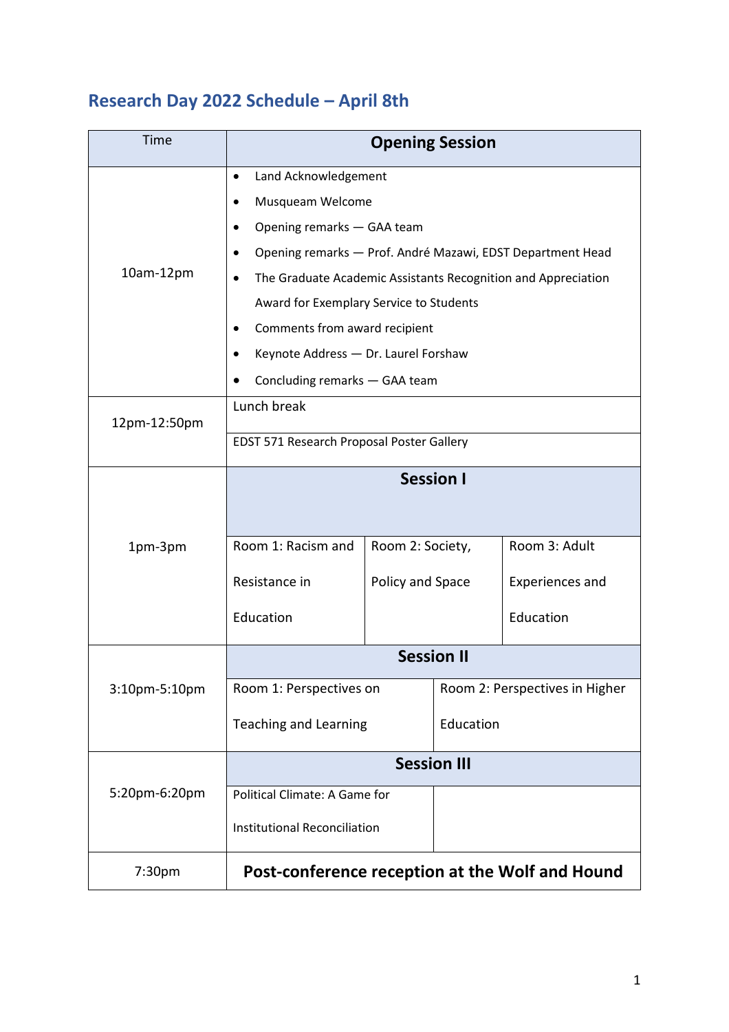## Research Day 2022 Schedule – April 8th

| Time | Opening Session | | |
|---|---|---|---|
| 10am-12pm | • Land Acknowledgement<br>• Musqueam Welcome<br>• Opening remarks — GAA team<br>• Opening remarks — Prof. André Mazawi, EDST Department Head<br>• The Graduate Academic Assistants Recognition and Appreciation Award for Exemplary Service to Students<br>• Comments from award recipient<br>• Keynote Address — Dr. Laurel Forshaw<br>• Concluding remarks — GAA team | | |
| 12pm-12:50pm | Lunch break | | |
| | EDST 571 Research Proposal Poster Gallery | | |
| 1pm-3pm | **Session I** | | |
| | Room 1: Racism and Resistance in Education | Room 2: Society, Policy and Space | Room 3: Adult Experiences and Education |
| 3:10pm-5:10pm | **Session II** | | |
| | Room 1: Perspectives on Teaching and Learning | Room 2: Perspectives in Higher Education | |
| 5:20pm-6:20pm | **Session III** | | |
| | Political Climate: A Game for Institutional Reconciliation | | |
| 7:30pm | **Post-conference reception at the Wolf and Hound** | | |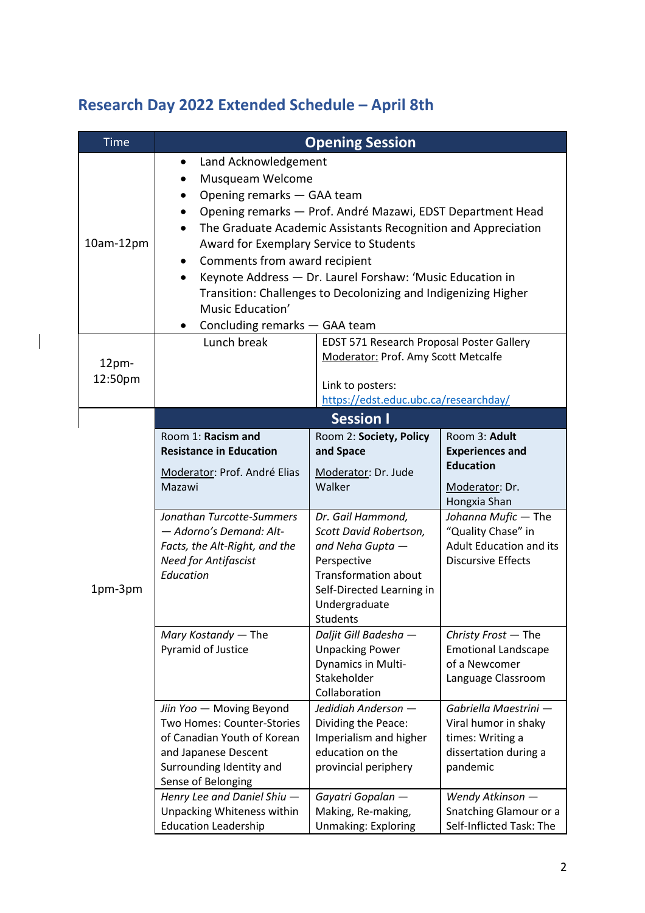## Research Day 2022 Extended Schedule – April 8th

| Time | Opening Session | | |
|---|---|---|---|
| 10am-12pm | • Land Acknowledgement<br>• Musqueam Welcome<br>• Opening remarks — GAA team<br>• Opening remarks — Prof. André Mazawi, EDST Department Head<br>• The Graduate Academic Assistants Recognition and Appreciation Award for Exemplary Service to Students<br>• Comments from award recipient<br>• Keynote Address — Dr. Laurel Forshaw: 'Music Education in Transition: Challenges to Decolonizing and Indigenizing Higher Music Education'<br>• Concluding remarks — GAA team | | |
| 12pm-12:50pm | Lunch break | EDST 571 Research Proposal Poster Gallery<br>Moderator: Prof. Amy Scott Metcalfe<br><br>Link to posters: https://edst.educ.ubc.ca/researchday/ | |
| | **Session I** | | |
| | Room 1: **Racism and Resistance in Education**<br><br>Moderator: Prof. André Elias Mazawi | Room 2: **Society, Policy and Space**<br><br>Moderator: Dr. Jude Walker | Room 3: **Adult Experiences and Education**<br><br>Moderator: Dr. Hongxia Shan |
| 1pm-3pm | *Jonathan Turcotte-Summers — Adorno's Demand: Alt-Facts, the Alt-Right, and the Need for Antifascist Education* | *Dr. Gail Hammond, Scott David Robertson, and Neha Gupta* — Perspective Transformation about Self-Directed Learning in Undergraduate Students | *Johanna Mufic* — The "Quality Chase" in Adult Education and its Discursive Effects |
| | *Mary Kostandy* — The Pyramid of Justice | *Daljit Gill Badesha* — Unpacking Power Dynamics in Multi-Stakeholder Collaboration | *Christy Frost* — The Emotional Landscape of a Newcomer Language Classroom |
| | *Jiin Yoo* — Moving Beyond Two Homes: Counter-Stories of Canadian Youth of Korean and Japanese Descent Surrounding Identity and Sense of Belonging | *Jedidiah Anderson* — Dividing the Peace: Imperialism and higher education on the provincial periphery | *Gabriella Maestrini* — Viral humor in shaky times: Writing a dissertation during a pandemic |
| | *Henry Lee and Daniel Shiu* — Unpacking Whiteness within Education Leadership | *Gayatri Gopalan* — Making, Re-making, Unmaking: Exploring | *Wendy Atkinson* — Snatching Glamour or a Self-Inflicted Task: The |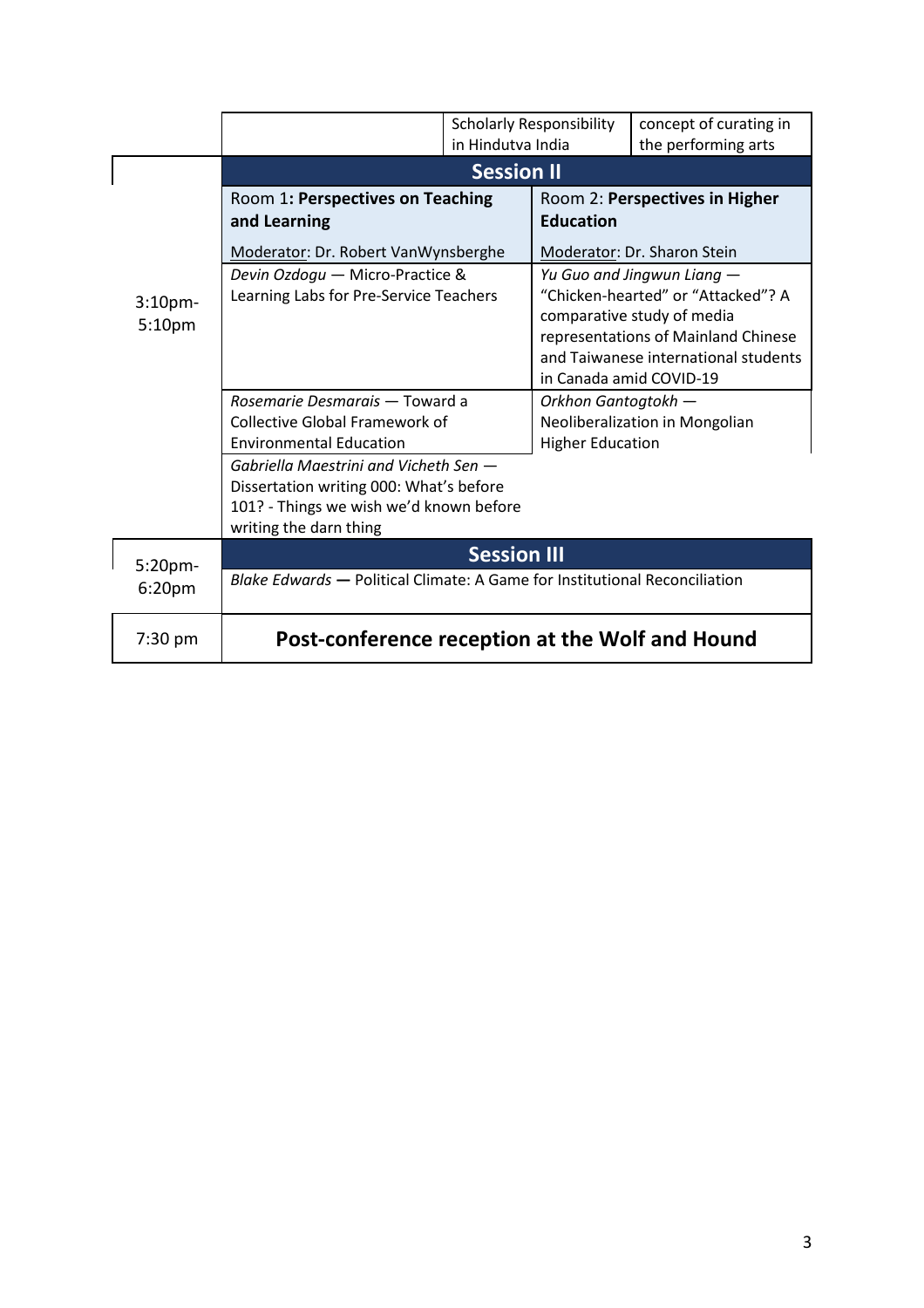| | | | |
|---|---|---|---|
| | | Scholarly Responsibility in Hindutva India | concept of curating in the performing arts |
| | **Session II** | | |
| 3:10pm-5:10pm | Room 1**: Perspectives on Teaching and Learning**<br><br>Moderator: Dr. Robert VanWynsberghe | | Room 2: **Perspectives in Higher Education**<br><br>Moderator: Dr. Sharon Stein |
| | *Devin Ozdogu* — Micro-Practice & Learning Labs for Pre-Service Teachers | | *Yu Guo and Jingwun Liang* — "Chicken-hearted" or "Attacked"? A comparative study of media representations of Mainland Chinese and Taiwanese international students in Canada amid COVID-19 |
| | *Rosemarie Desmarais* — Toward a Collective Global Framework of Environmental Education | | *Orkhon Gantogtokh* — Neoliberalization in Mongolian Higher Education |
| | *Gabriella Maestrini and Vicheth Sen* — Dissertation writing 000: What's before 101? - Things we wish we'd known before writing the darn thing | | |
| 5:20pm-6:20pm | **Session III** | | |
| | *Blake Edwards* **—** Political Climate: A Game for Institutional Reconciliation | | |
| 7:30 pm | **Post-conference reception at the Wolf and Hound** | | |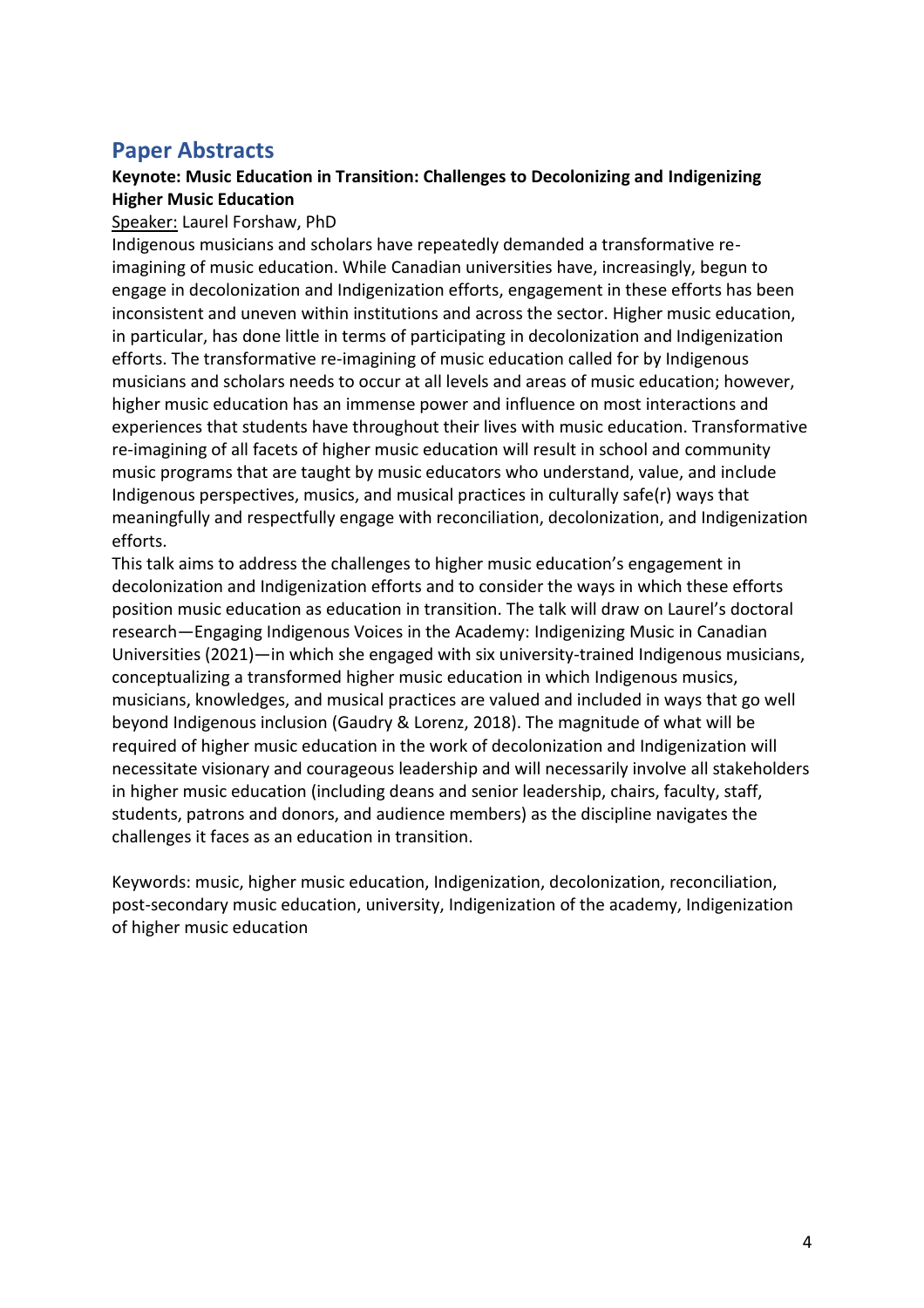## Paper Abstracts

**Keynote: Music Education in Transition: Challenges to Decolonizing and Indigenizing Higher Music Education**

Speaker: Laurel Forshaw, PhD

Indigenous musicians and scholars have repeatedly demanded a transformative re-imagining of music education. While Canadian universities have, increasingly, begun to engage in decolonization and Indigenization efforts, engagement in these efforts has been inconsistent and uneven within institutions and across the sector. Higher music education, in particular, has done little in terms of participating in decolonization and Indigenization efforts. The transformative re-imagining of music education called for by Indigenous musicians and scholars needs to occur at all levels and areas of music education; however, higher music education has an immense power and influence on most interactions and experiences that students have throughout their lives with music education. Transformative re-imagining of all facets of higher music education will result in school and community music programs that are taught by music educators who understand, value, and include Indigenous perspectives, musics, and musical practices in culturally safe(r) ways that meaningfully and respectfully engage with reconciliation, decolonization, and Indigenization efforts.

This talk aims to address the challenges to higher music education's engagement in decolonization and Indigenization efforts and to consider the ways in which these efforts position music education as education in transition. The talk will draw on Laurel's doctoral research—Engaging Indigenous Voices in the Academy: Indigenizing Music in Canadian Universities (2021)—in which she engaged with six university-trained Indigenous musicians, conceptualizing a transformed higher music education in which Indigenous musics, musicians, knowledges, and musical practices are valued and included in ways that go well beyond Indigenous inclusion (Gaudry & Lorenz, 2018). The magnitude of what will be required of higher music education in the work of decolonization and Indigenization will necessitate visionary and courageous leadership and will necessarily involve all stakeholders in higher music education (including deans and senior leadership, chairs, faculty, staff, students, patrons and donors, and audience members) as the discipline navigates the challenges it faces as an education in transition.

Keywords: music, higher music education, Indigenization, decolonization, reconciliation, post-secondary music education, university, Indigenization of the academy, Indigenization of higher music education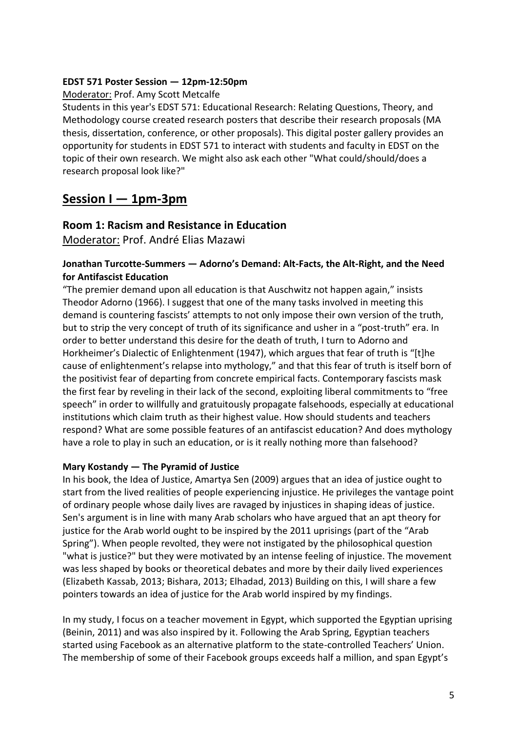**EDST 571 Poster Session — 12pm-12:50pm**

Moderator: Prof. Amy Scott Metcalfe

Students in this year's EDST 571: Educational Research: Relating Questions, Theory, and Methodology course created research posters that describe their research proposals (MA thesis, dissertation, conference, or other proposals). This digital poster gallery provides an opportunity for students in EDST 571 to interact with students and faculty in EDST on the topic of their own research. We might also ask each other "What could/should/does a research proposal look like?"

## Session I — 1pm-3pm

### Room 1: Racism and Resistance in Education

Moderator: Prof. André Elias Mazawi

**Jonathan Turcotte-Summers — Adorno's Demand: Alt-Facts, the Alt-Right, and the Need for Antifascist Education**

"The premier demand upon all education is that Auschwitz not happen again," insists Theodor Adorno (1966). I suggest that one of the many tasks involved in meeting this demand is countering fascists' attempts to not only impose their own version of the truth, but to strip the very concept of truth of its significance and usher in a "post-truth" era. In order to better understand this desire for the death of truth, I turn to Adorno and Horkheimer's Dialectic of Enlightenment (1947), which argues that fear of truth is "[t]he cause of enlightenment's relapse into mythology," and that this fear of truth is itself born of the positivist fear of departing from concrete empirical facts. Contemporary fascists mask the first fear by reveling in their lack of the second, exploiting liberal commitments to "free speech" in order to willfully and gratuitously propagate falsehoods, especially at educational institutions which claim truth as their highest value. How should students and teachers respond? What are some possible features of an antifascist education? And does mythology have a role to play in such an education, or is it really nothing more than falsehood?

**Mary Kostandy — The Pyramid of Justice**

In his book, the Idea of Justice, Amartya Sen (2009) argues that an idea of justice ought to start from the lived realities of people experiencing injustice. He privileges the vantage point of ordinary people whose daily lives are ravaged by injustices in shaping ideas of justice. Sen's argument is in line with many Arab scholars who have argued that an apt theory for justice for the Arab world ought to be inspired by the 2011 uprisings (part of the "Arab Spring"). When people revolted, they were not instigated by the philosophical question "what is justice?" but they were motivated by an intense feeling of injustice. The movement was less shaped by books or theoretical debates and more by their daily lived experiences (Elizabeth Kassab, 2013; Bishara, 2013; Elhadad, 2013) Building on this, I will share a few pointers towards an idea of justice for the Arab world inspired by my findings.

In my study, I focus on a teacher movement in Egypt, which supported the Egyptian uprising (Beinin, 2011) and was also inspired by it. Following the Arab Spring, Egyptian teachers started using Facebook as an alternative platform to the state-controlled Teachers' Union. The membership of some of their Facebook groups exceeds half a million, and span Egypt's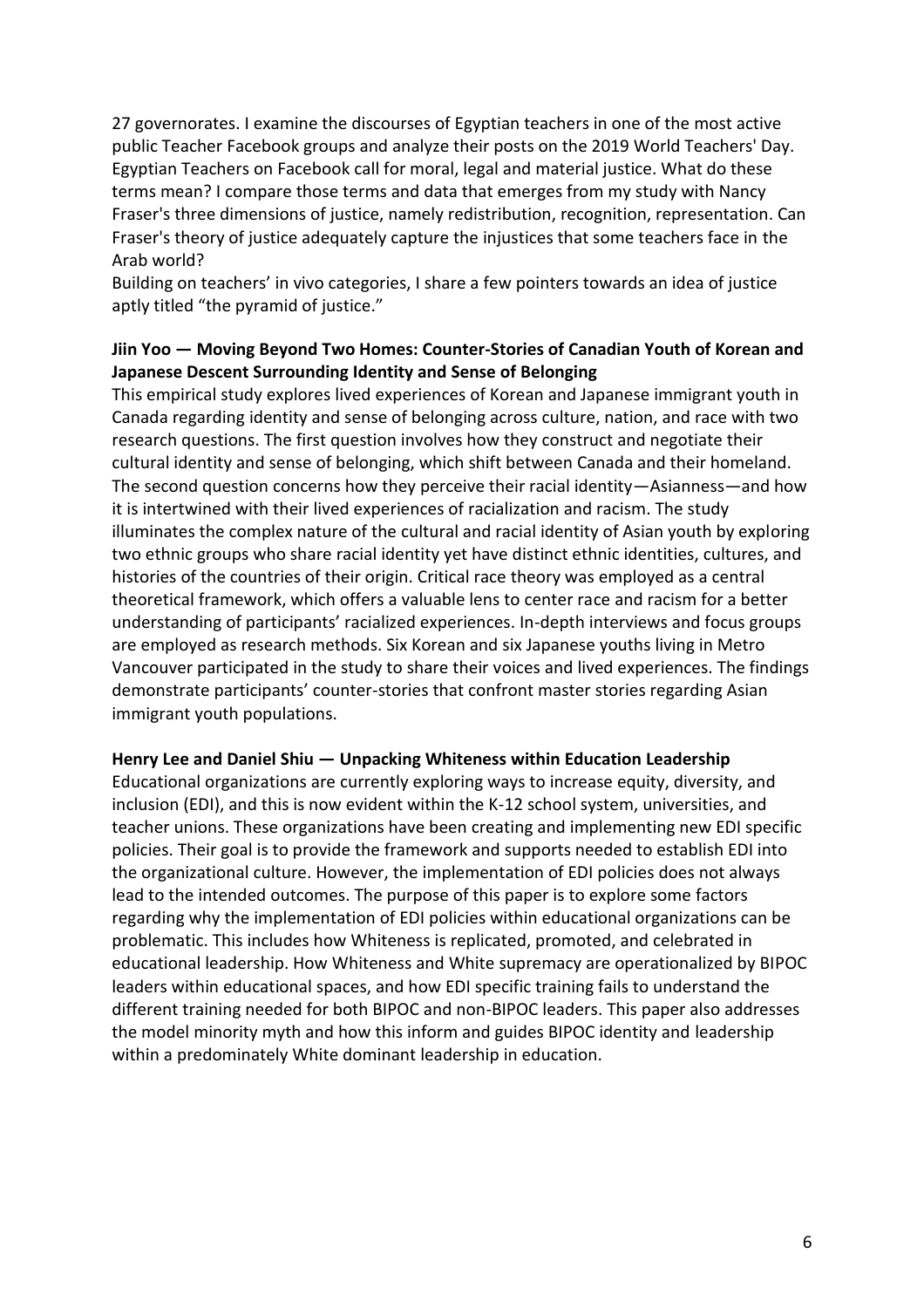27 governorates. I examine the discourses of Egyptian teachers in one of the most active public Teacher Facebook groups and analyze their posts on the 2019 World Teachers' Day. Egyptian Teachers on Facebook call for moral, legal and material justice. What do these terms mean? I compare those terms and data that emerges from my study with Nancy Fraser's three dimensions of justice, namely redistribution, recognition, representation. Can Fraser's theory of justice adequately capture the injustices that some teachers face in the Arab world?
Building on teachers' in vivo categories, I share a few pointers towards an idea of justice aptly titled "the pyramid of justice."

**Jiin Yoo — Moving Beyond Two Homes: Counter-Stories of Canadian Youth of Korean and Japanese Descent Surrounding Identity and Sense of Belonging**
This empirical study explores lived experiences of Korean and Japanese immigrant youth in Canada regarding identity and sense of belonging across culture, nation, and race with two research questions. The first question involves how they construct and negotiate their cultural identity and sense of belonging, which shift between Canada and their homeland. The second question concerns how they perceive their racial identity—Asianness—and how it is intertwined with their lived experiences of racialization and racism. The study illuminates the complex nature of the cultural and racial identity of Asian youth by exploring two ethnic groups who share racial identity yet have distinct ethnic identities, cultures, and histories of the countries of their origin. Critical race theory was employed as a central theoretical framework, which offers a valuable lens to center race and racism for a better understanding of participants' racialized experiences. In-depth interviews and focus groups are employed as research methods. Six Korean and six Japanese youths living in Metro Vancouver participated in the study to share their voices and lived experiences. The findings demonstrate participants' counter-stories that confront master stories regarding Asian immigrant youth populations.

**Henry Lee and Daniel Shiu — Unpacking Whiteness within Education Leadership**
Educational organizations are currently exploring ways to increase equity, diversity, and inclusion (EDI), and this is now evident within the K-12 school system, universities, and teacher unions. These organizations have been creating and implementing new EDI specific policies. Their goal is to provide the framework and supports needed to establish EDI into the organizational culture. However, the implementation of EDI policies does not always lead to the intended outcomes. The purpose of this paper is to explore some factors regarding why the implementation of EDI policies within educational organizations can be problematic. This includes how Whiteness is replicated, promoted, and celebrated in educational leadership. How Whiteness and White supremacy are operationalized by BIPOC leaders within educational spaces, and how EDI specific training fails to understand the different training needed for both BIPOC and non-BIPOC leaders. This paper also addresses the model minority myth and how this inform and guides BIPOC identity and leadership within a predominately White dominant leadership in education.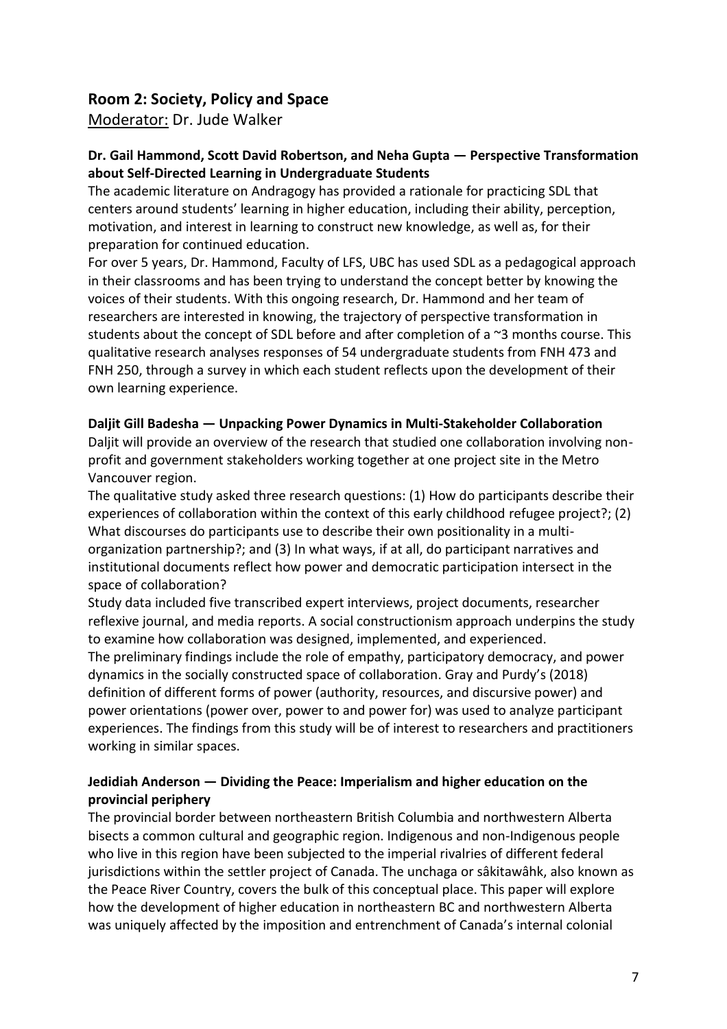## Room 2: Society, Policy and Space

Moderator: Dr. Jude Walker

**Dr. Gail Hammond, Scott David Robertson, and Neha Gupta — Perspective Transformation about Self-Directed Learning in Undergraduate Students**

The academic literature on Andragogy has provided a rationale for practicing SDL that centers around students' learning in higher education, including their ability, perception, motivation, and interest in learning to construct new knowledge, as well as, for their preparation for continued education.

For over 5 years, Dr. Hammond, Faculty of LFS, UBC has used SDL as a pedagogical approach in their classrooms and has been trying to understand the concept better by knowing the voices of their students. With this ongoing research, Dr. Hammond and her team of researchers are interested in knowing, the trajectory of perspective transformation in students about the concept of SDL before and after completion of a ~3 months course. This qualitative research analyses responses of 54 undergraduate students from FNH 473 and FNH 250, through a survey in which each student reflects upon the development of their own learning experience.

**Daljit Gill Badesha — Unpacking Power Dynamics in Multi-Stakeholder Collaboration**

Daljit will provide an overview of the research that studied one collaboration involving non-profit and government stakeholders working together at one project site in the Metro Vancouver region.

The qualitative study asked three research questions: (1) How do participants describe their experiences of collaboration within the context of this early childhood refugee project?; (2) What discourses do participants use to describe their own positionality in a multi-organization partnership?; and (3) In what ways, if at all, do participant narratives and institutional documents reflect how power and democratic participation intersect in the space of collaboration?

Study data included five transcribed expert interviews, project documents, researcher reflexive journal, and media reports. A social constructionism approach underpins the study to examine how collaboration was designed, implemented, and experienced.

The preliminary findings include the role of empathy, participatory democracy, and power dynamics in the socially constructed space of collaboration. Gray and Purdy's (2018) definition of different forms of power (authority, resources, and discursive power) and power orientations (power over, power to and power for) was used to analyze participant experiences. The findings from this study will be of interest to researchers and practitioners working in similar spaces.

**Jedidiah Anderson — Dividing the Peace: Imperialism and higher education on the provincial periphery**

The provincial border between northeastern British Columbia and northwestern Alberta bisects a common cultural and geographic region. Indigenous and non-Indigenous people who live in this region have been subjected to the imperial rivalries of different federal jurisdictions within the settler project of Canada. The unchaga or sâkitawâhk, also known as the Peace River Country, covers the bulk of this conceptual place. This paper will explore how the development of higher education in northeastern BC and northwestern Alberta was uniquely affected by the imposition and entrenchment of Canada's internal colonial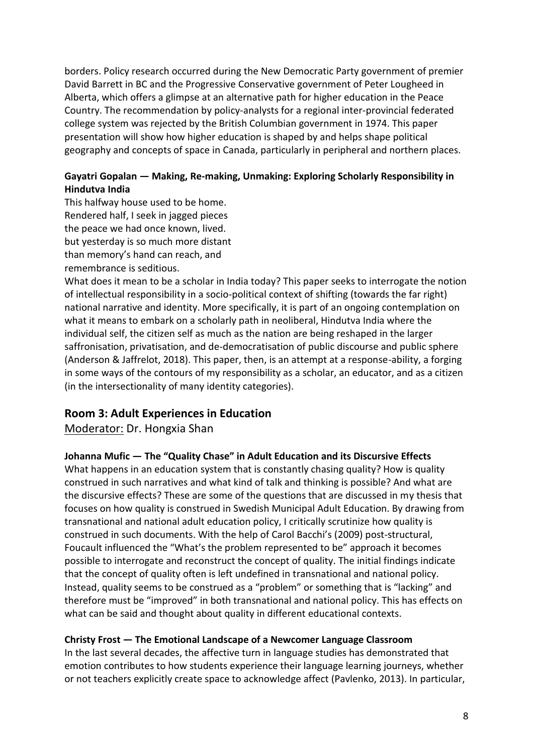borders. Policy research occurred during the New Democratic Party government of premier David Barrett in BC and the Progressive Conservative government of Peter Lougheed in Alberta, which offers a glimpse at an alternative path for higher education in the Peace Country. The recommendation by policy-analysts for a regional inter-provincial federated college system was rejected by the British Columbian government in 1974. This paper presentation will show how higher education is shaped by and helps shape political geography and concepts of space in Canada, particularly in peripheral and northern places.

**Gayatri Gopalan — Making, Re-making, Unmaking: Exploring Scholarly Responsibility in Hindutva India**

This halfway house used to be home.
Rendered half, I seek in jagged pieces
the peace we had once known, lived.
but yesterday is so much more distant
than memory's hand can reach, and
remembrance is seditious.

What does it mean to be a scholar in India today? This paper seeks to interrogate the notion of intellectual responsibility in a socio-political context of shifting (towards the far right) national narrative and identity. More specifically, it is part of an ongoing contemplation on what it means to embark on a scholarly path in neoliberal, Hindutva India where the individual self, the citizen self as much as the nation are being reshaped in the larger saffronisation, privatisation, and de-democratisation of public discourse and public sphere (Anderson & Jaffrelot, 2018). This paper, then, is an attempt at a response-ability, a forging in some ways of the contours of my responsibility as a scholar, an educator, and as a citizen (in the intersectionality of many identity categories).

## Room 3: Adult Experiences in Education

Moderator: Dr. Hongxia Shan

**Johanna Mufic — The "Quality Chase" in Adult Education and its Discursive Effects**

What happens in an education system that is constantly chasing quality? How is quality construed in such narratives and what kind of talk and thinking is possible? And what are the discursive effects? These are some of the questions that are discussed in my thesis that focuses on how quality is construed in Swedish Municipal Adult Education. By drawing from transnational and national adult education policy, I critically scrutinize how quality is construed in such documents. With the help of Carol Bacchi's (2009) post-structural, Foucault influenced the "What's the problem represented to be" approach it becomes possible to interrogate and reconstruct the concept of quality. The initial findings indicate that the concept of quality often is left undefined in transnational and national policy. Instead, quality seems to be construed as a "problem" or something that is "lacking" and therefore must be "improved" in both transnational and national policy. This has effects on what can be said and thought about quality in different educational contexts.

**Christy Frost — The Emotional Landscape of a Newcomer Language Classroom**

In the last several decades, the affective turn in language studies has demonstrated that emotion contributes to how students experience their language learning journeys, whether or not teachers explicitly create space to acknowledge affect (Pavlenko, 2013). In particular,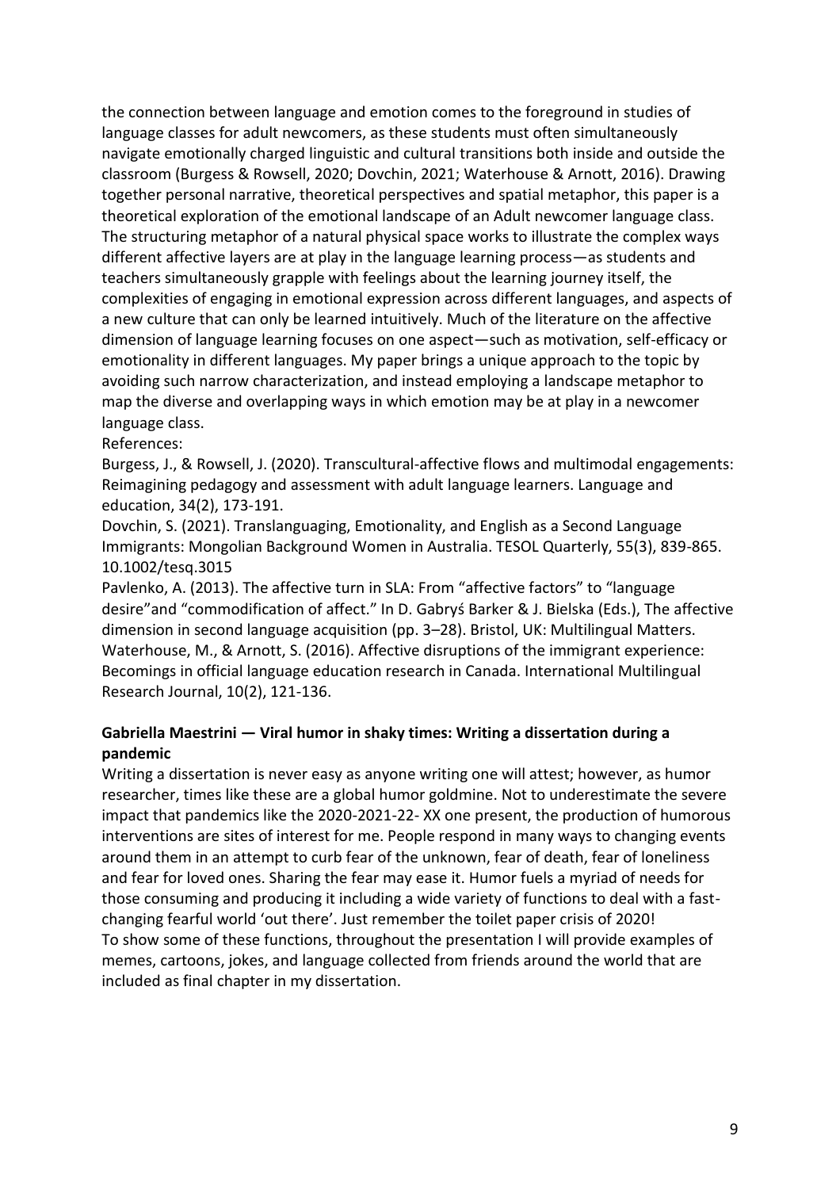the connection between language and emotion comes to the foreground in studies of language classes for adult newcomers, as these students must often simultaneously navigate emotionally charged linguistic and cultural transitions both inside and outside the classroom (Burgess & Rowsell, 2020; Dovchin, 2021; Waterhouse & Arnott, 2016). Drawing together personal narrative, theoretical perspectives and spatial metaphor, this paper is a theoretical exploration of the emotional landscape of an Adult newcomer language class. The structuring metaphor of a natural physical space works to illustrate the complex ways different affective layers are at play in the language learning process—as students and teachers simultaneously grapple with feelings about the learning journey itself, the complexities of engaging in emotional expression across different languages, and aspects of a new culture that can only be learned intuitively. Much of the literature on the affective dimension of language learning focuses on one aspect—such as motivation, self-efficacy or emotionality in different languages. My paper brings a unique approach to the topic by avoiding such narrow characterization, and instead employing a landscape metaphor to map the diverse and overlapping ways in which emotion may be at play in a newcomer language class.

References:

Burgess, J., & Rowsell, J. (2020). Transcultural-affective flows and multimodal engagements: Reimagining pedagogy and assessment with adult language learners. Language and education, 34(2), 173-191.

Dovchin, S. (2021). Translanguaging, Emotionality, and English as a Second Language Immigrants: Mongolian Background Women in Australia. TESOL Quarterly, 55(3), 839-865. 10.1002/tesq.3015

Pavlenko, A. (2013). The affective turn in SLA: From "affective factors" to "language desire"and "commodification of affect." In D. Gabryś Barker & J. Bielska (Eds.), The affective dimension in second language acquisition (pp. 3–28). Bristol, UK: Multilingual Matters.

Waterhouse, M., & Arnott, S. (2016). Affective disruptions of the immigrant experience: Becomings in official language education research in Canada. International Multilingual Research Journal, 10(2), 121-136.

**Gabriella Maestrini — Viral humor in shaky times: Writing a dissertation during a pandemic**

Writing a dissertation is never easy as anyone writing one will attest; however, as humor researcher, times like these are a global humor goldmine. Not to underestimate the severe impact that pandemics like the 2020-2021-22- XX one present, the production of humorous interventions are sites of interest for me. People respond in many ways to changing events around them in an attempt to curb fear of the unknown, fear of death, fear of loneliness and fear for loved ones. Sharing the fear may ease it. Humor fuels a myriad of needs for those consuming and producing it including a wide variety of functions to deal with a fast-changing fearful world 'out there'. Just remember the toilet paper crisis of 2020!
To show some of these functions, throughout the presentation I will provide examples of memes, cartoons, jokes, and language collected from friends around the world that are included as final chapter in my dissertation.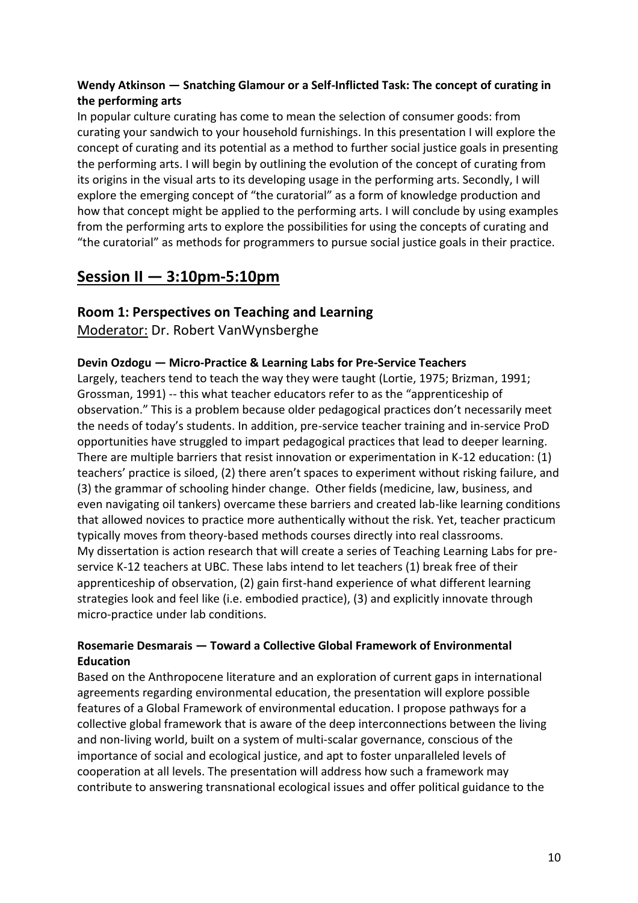**Wendy Atkinson — Snatching Glamour or a Self-Inflicted Task: The concept of curating in the performing arts**

In popular culture curating has come to mean the selection of consumer goods: from curating your sandwich to your household furnishings. In this presentation I will explore the concept of curating and its potential as a method to further social justice goals in presenting the performing arts. I will begin by outlining the evolution of the concept of curating from its origins in the visual arts to its developing usage in the performing arts. Secondly, I will explore the emerging concept of "the curatorial" as a form of knowledge production and how that concept might be applied to the performing arts. I will conclude by using examples from the performing arts to explore the possibilities for using the concepts of curating and "the curatorial" as methods for programmers to pursue social justice goals in their practice.

# Session II — 3:10pm-5:10pm

## Room 1: Perspectives on Teaching and Learning

Moderator: Dr. Robert VanWynsberghe

**Devin Ozdogu — Micro-Practice & Learning Labs for Pre-Service Teachers**

Largely, teachers tend to teach the way they were taught (Lortie, 1975; Brizman, 1991; Grossman, 1991) -- this what teacher educators refer to as the "apprenticeship of observation." This is a problem because older pedagogical practices don't necessarily meet the needs of today's students. In addition, pre-service teacher training and in-service ProD opportunities have struggled to impart pedagogical practices that lead to deeper learning. There are multiple barriers that resist innovation or experimentation in K-12 education: (1) teachers' practice is siloed, (2) there aren't spaces to experiment without risking failure, and (3) the grammar of schooling hinder change. Other fields (medicine, law, business, and even navigating oil tankers) overcame these barriers and created lab-like learning conditions that allowed novices to practice more authentically without the risk. Yet, teacher practicum typically moves from theory-based methods courses directly into real classrooms.
My dissertation is action research that will create a series of Teaching Learning Labs for pre-service K-12 teachers at UBC. These labs intend to let teachers (1) break free of their apprenticeship of observation, (2) gain first-hand experience of what different learning strategies look and feel like (i.e. embodied practice), (3) and explicitly innovate through micro-practice under lab conditions.

**Rosemarie Desmarais — Toward a Collective Global Framework of Environmental Education**

Based on the Anthropocene literature and an exploration of current gaps in international agreements regarding environmental education, the presentation will explore possible features of a Global Framework of environmental education. I propose pathways for a collective global framework that is aware of the deep interconnections between the living and non-living world, built on a system of multi-scalar governance, conscious of the importance of social and ecological justice, and apt to foster unparalleled levels of cooperation at all levels. The presentation will address how such a framework may contribute to answering transnational ecological issues and offer political guidance to the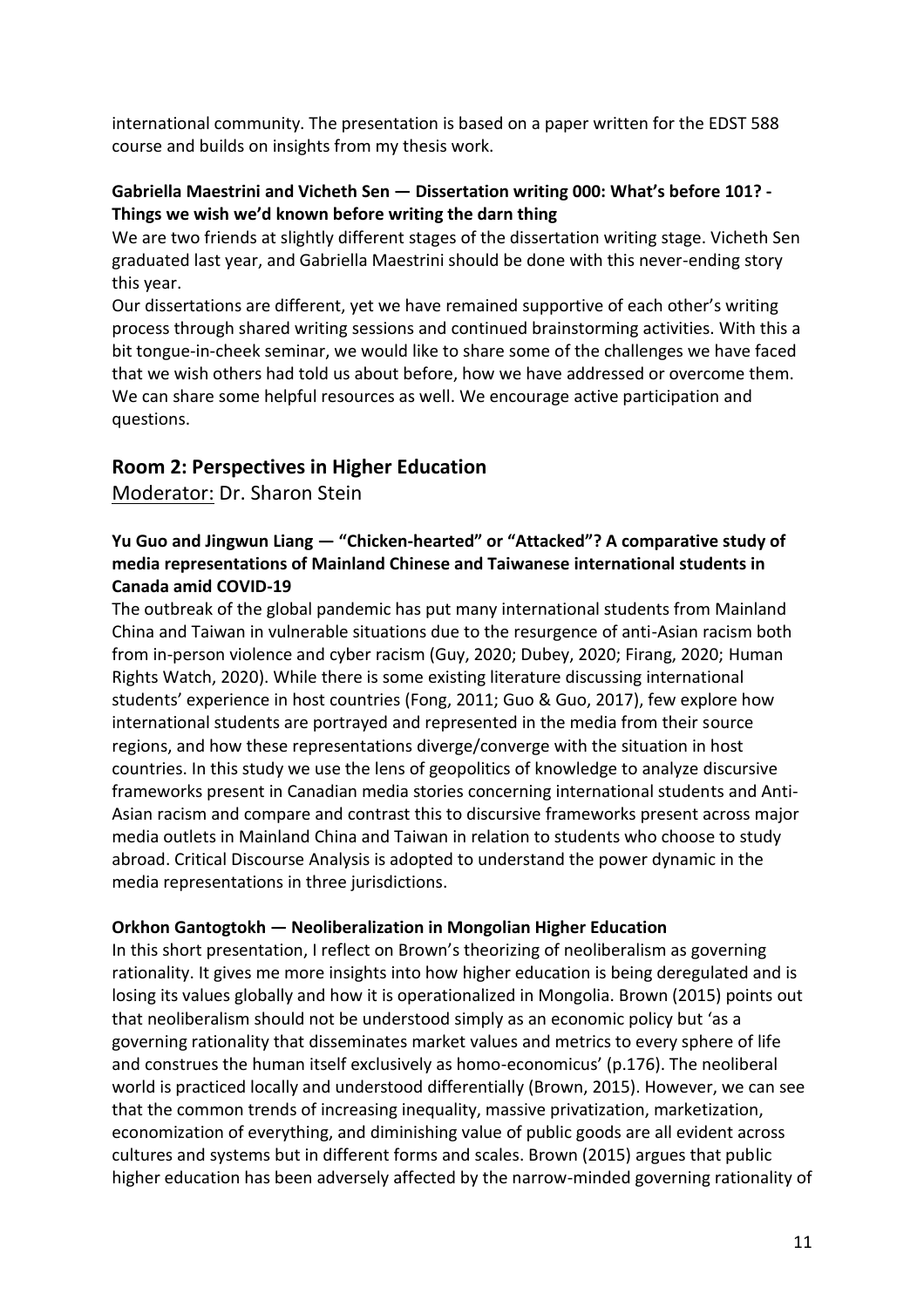international community. The presentation is based on a paper written for the EDST 588 course and builds on insights from my thesis work.

**Gabriella Maestrini and Vicheth Sen — Dissertation writing 000: What's before 101? - Things we wish we'd known before writing the darn thing**

We are two friends at slightly different stages of the dissertation writing stage. Vicheth Sen graduated last year, and Gabriella Maestrini should be done with this never-ending story this year.

Our dissertations are different, yet we have remained supportive of each other's writing process through shared writing sessions and continued brainstorming activities. With this a bit tongue-in-cheek seminar, we would like to share some of the challenges we have faced that we wish others had told us about before, how we have addressed or overcome them. We can share some helpful resources as well. We encourage active participation and questions.

## Room 2: Perspectives in Higher Education

Moderator: Dr. Sharon Stein

**Yu Guo and Jingwun Liang — "Chicken-hearted" or "Attacked"? A comparative study of media representations of Mainland Chinese and Taiwanese international students in Canada amid COVID-19**

The outbreak of the global pandemic has put many international students from Mainland China and Taiwan in vulnerable situations due to the resurgence of anti-Asian racism both from in-person violence and cyber racism (Guy, 2020; Dubey, 2020; Firang, 2020; Human Rights Watch, 2020). While there is some existing literature discussing international students' experience in host countries (Fong, 2011; Guo & Guo, 2017), few explore how international students are portrayed and represented in the media from their source regions, and how these representations diverge/converge with the situation in host countries. In this study we use the lens of geopolitics of knowledge to analyze discursive frameworks present in Canadian media stories concerning international students and Anti-Asian racism and compare and contrast this to discursive frameworks present across major media outlets in Mainland China and Taiwan in relation to students who choose to study abroad. Critical Discourse Analysis is adopted to understand the power dynamic in the media representations in three jurisdictions.

**Orkhon Gantogtokh — Neoliberalization in Mongolian Higher Education**

In this short presentation, I reflect on Brown's theorizing of neoliberalism as governing rationality. It gives me more insights into how higher education is being deregulated and is losing its values globally and how it is operationalized in Mongolia. Brown (2015) points out that neoliberalism should not be understood simply as an economic policy but 'as a governing rationality that disseminates market values and metrics to every sphere of life and construes the human itself exclusively as homo-economicus' (p.176). The neoliberal world is practiced locally and understood differentially (Brown, 2015). However, we can see that the common trends of increasing inequality, massive privatization, marketization, economization of everything, and diminishing value of public goods are all evident across cultures and systems but in different forms and scales. Brown (2015) argues that public higher education has been adversely affected by the narrow-minded governing rationality of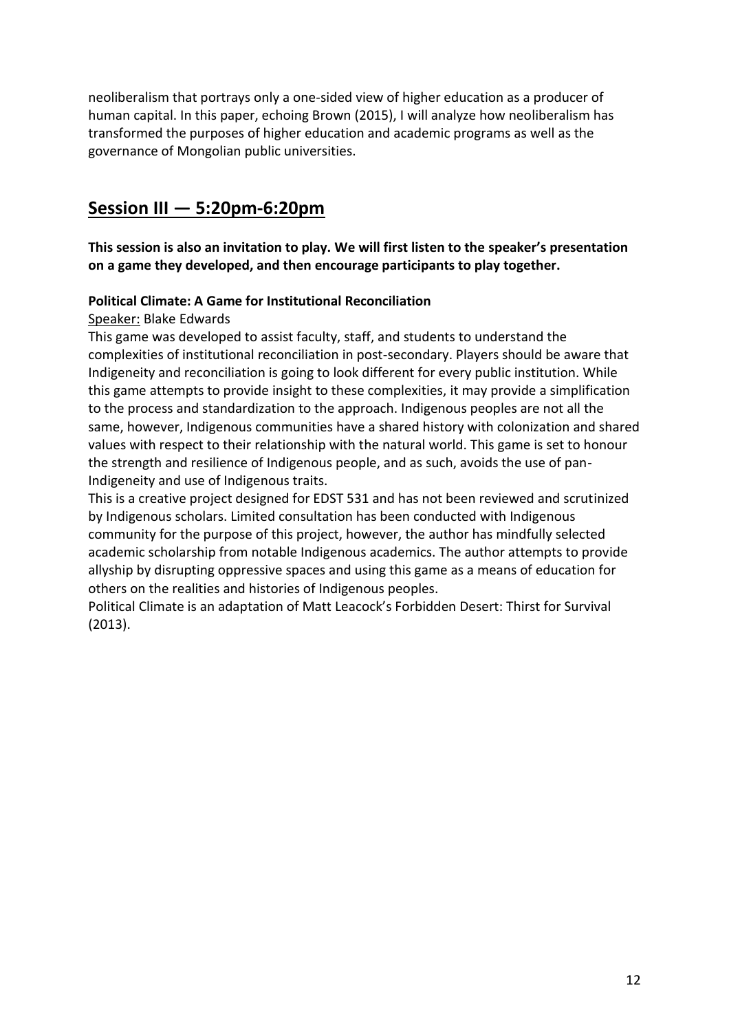neoliberalism that portrays only a one-sided view of higher education as a producer of human capital. In this paper, echoing Brown (2015), I will analyze how neoliberalism has transformed the purposes of higher education and academic programs as well as the governance of Mongolian public universities.

## Session III — 5:20pm-6:20pm

**This session is also an invitation to play. We will first listen to the speaker's presentation on a game they developed, and then encourage participants to play together.**

**Political Climate: A Game for Institutional Reconciliation**

Speaker: Blake Edwards

This game was developed to assist faculty, staff, and students to understand the complexities of institutional reconciliation in post-secondary. Players should be aware that Indigeneity and reconciliation is going to look different for every public institution. While this game attempts to provide insight to these complexities, it may provide a simplification to the process and standardization to the approach. Indigenous peoples are not all the same, however, Indigenous communities have a shared history with colonization and shared values with respect to their relationship with the natural world. This game is set to honour the strength and resilience of Indigenous people, and as such, avoids the use of pan-Indigeneity and use of Indigenous traits.

This is a creative project designed for EDST 531 and has not been reviewed and scrutinized by Indigenous scholars. Limited consultation has been conducted with Indigenous community for the purpose of this project, however, the author has mindfully selected academic scholarship from notable Indigenous academics. The author attempts to provide allyship by disrupting oppressive spaces and using this game as a means of education for others on the realities and histories of Indigenous peoples.

Political Climate is an adaptation of Matt Leacock's Forbidden Desert: Thirst for Survival (2013).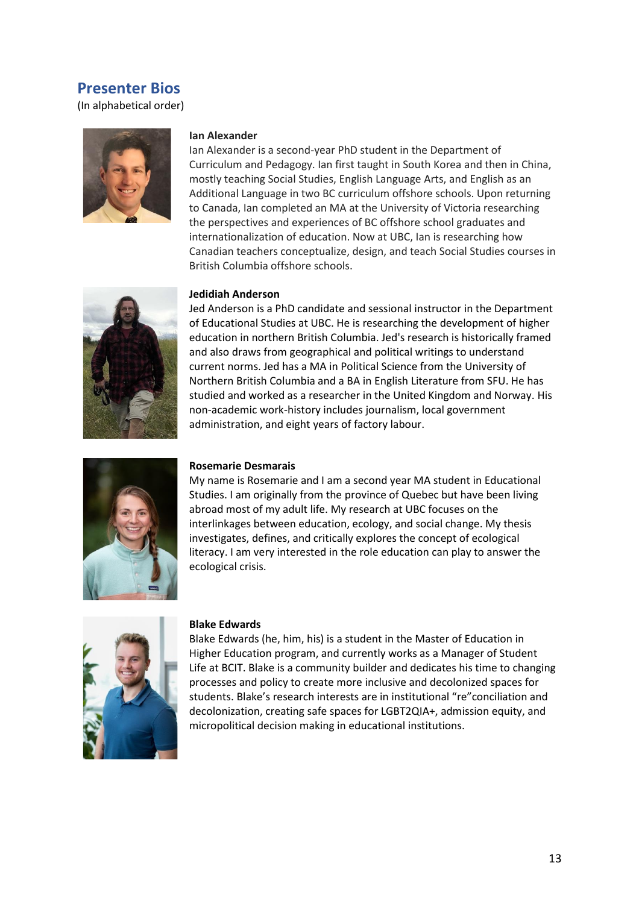## Presenter Bios

(In alphabetical order)

**Ian Alexander**

Ian Alexander is a second-year PhD student in the Department of Curriculum and Pedagogy. Ian first taught in South Korea and then in China, mostly teaching Social Studies, English Language Arts, and English as an Additional Language in two BC curriculum offshore schools. Upon returning to Canada, Ian completed an MA at the University of Victoria researching the perspectives and experiences of BC offshore school graduates and internationalization of education. Now at UBC, Ian is researching how Canadian teachers conceptualize, design, and teach Social Studies courses in British Columbia offshore schools.

**Jedidiah Anderson**

Jed Anderson is a PhD candidate and sessional instructor in the Department of Educational Studies at UBC. He is researching the development of higher education in northern British Columbia. Jed's research is historically framed and also draws from geographical and political writings to understand current norms. Jed has a MA in Political Science from the University of Northern British Columbia and a BA in English Literature from SFU. He has studied and worked as a researcher in the United Kingdom and Norway. His non-academic work-history includes journalism, local government administration, and eight years of factory labour.

**Rosemarie Desmarais**

My name is Rosemarie and I am a second year MA student in Educational Studies. I am originally from the province of Quebec but have been living abroad most of my adult life. My research at UBC focuses on the interlinkages between education, ecology, and social change. My thesis investigates, defines, and critically explores the concept of ecological literacy. I am very interested in the role education can play to answer the ecological crisis.

**Blake Edwards**

Blake Edwards (he, him, his) is a student in the Master of Education in Higher Education program, and currently works as a Manager of Student Life at BCIT. Blake is a community builder and dedicates his time to changing processes and policy to create more inclusive and decolonized spaces for students. Blake's research interests are in institutional "re"conciliation and decolonization, creating safe spaces for LGBT2QIA+, admission equity, and micropolitical decision making in educational institutions.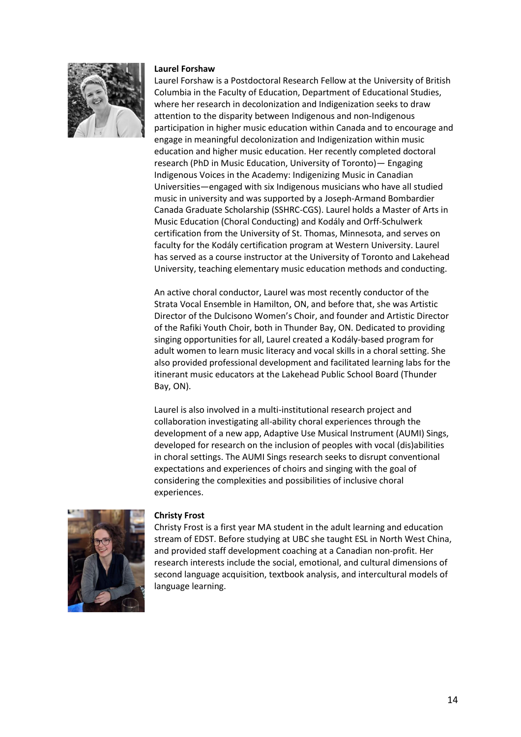**Laurel Forshaw**

Laurel Forshaw is a Postdoctoral Research Fellow at the University of British Columbia in the Faculty of Education, Department of Educational Studies, where her research in decolonization and Indigenization seeks to draw attention to the disparity between Indigenous and non-Indigenous participation in higher music education within Canada and to encourage and engage in meaningful decolonization and Indigenization within music education and higher music education. Her recently completed doctoral research (PhD in Music Education, University of Toronto)— Engaging Indigenous Voices in the Academy: Indigenizing Music in Canadian Universities—engaged with six Indigenous musicians who have all studied music in university and was supported by a Joseph-Armand Bombardier Canada Graduate Scholarship (SSHRC-CGS). Laurel holds a Master of Arts in Music Education (Choral Conducting) and Kodály and Orff-Schulwerk certification from the University of St. Thomas, Minnesota, and serves on faculty for the Kodály certification program at Western University. Laurel has served as a course instructor at the University of Toronto and Lakehead University, teaching elementary music education methods and conducting.

An active choral conductor, Laurel was most recently conductor of the Strata Vocal Ensemble in Hamilton, ON, and before that, she was Artistic Director of the Dulcisono Women's Choir, and founder and Artistic Director of the Rafiki Youth Choir, both in Thunder Bay, ON. Dedicated to providing singing opportunities for all, Laurel created a Kodály-based program for adult women to learn music literacy and vocal skills in a choral setting. She also provided professional development and facilitated learning labs for the itinerant music educators at the Lakehead Public School Board (Thunder Bay, ON).

Laurel is also involved in a multi-institutional research project and collaboration investigating all-ability choral experiences through the development of a new app, Adaptive Use Musical Instrument (AUMI) Sings, developed for research on the inclusion of peoples with vocal (dis)abilities in choral settings. The AUMI Sings research seeks to disrupt conventional expectations and experiences of choirs and singing with the goal of considering the complexities and possibilities of inclusive choral experiences.

**Christy Frost**

Christy Frost is a first year MA student in the adult learning and education stream of EDST. Before studying at UBC she taught ESL in North West China, and provided staff development coaching at a Canadian non-profit. Her research interests include the social, emotional, and cultural dimensions of second language acquisition, textbook analysis, and intercultural models of language learning.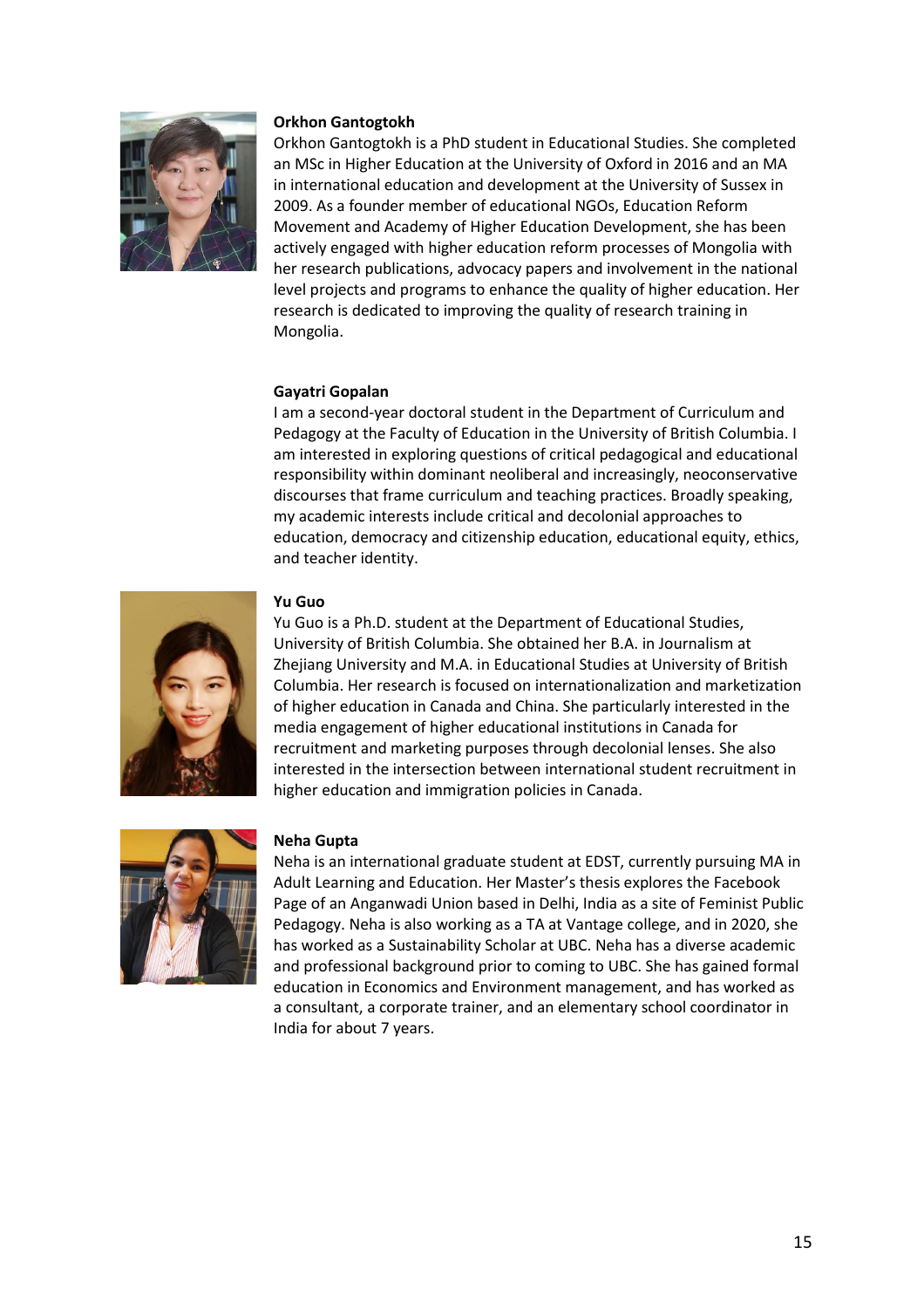**Orkhon Gantogtokh**

Orkhon Gantogtokh is a PhD student in Educational Studies. She completed an MSc in Higher Education at the University of Oxford in 2016 and an MA in international education and development at the University of Sussex in 2009. As a founder member of educational NGOs, Education Reform Movement and Academy of Higher Education Development, she has been actively engaged with higher education reform processes of Mongolia with her research publications, advocacy papers and involvement in the national level projects and programs to enhance the quality of higher education. Her research is dedicated to improving the quality of research training in Mongolia.

**Gayatri Gopalan**

I am a second-year doctoral student in the Department of Curriculum and Pedagogy at the Faculty of Education in the University of British Columbia. I am interested in exploring questions of critical pedagogical and educational responsibility within dominant neoliberal and increasingly, neoconservative discourses that frame curriculum and teaching practices. Broadly speaking, my academic interests include critical and decolonial approaches to education, democracy and citizenship education, educational equity, ethics, and teacher identity.

**Yu Guo**

Yu Guo is a Ph.D. student at the Department of Educational Studies, University of British Columbia. She obtained her B.A. in Journalism at Zhejiang University and M.A. in Educational Studies at University of British Columbia. Her research is focused on internationalization and marketization of higher education in Canada and China. She particularly interested in the media engagement of higher educational institutions in Canada for recruitment and marketing purposes through decolonial lenses. She also interested in the intersection between international student recruitment in higher education and immigration policies in Canada.

**Neha Gupta**

Neha is an international graduate student at EDST, currently pursuing MA in Adult Learning and Education. Her Master's thesis explores the Facebook Page of an Anganwadi Union based in Delhi, India as a site of Feminist Public Pedagogy. Neha is also working as a TA at Vantage college, and in 2020, she has worked as a Sustainability Scholar at UBC. Neha has a diverse academic and professional background prior to coming to UBC. She has gained formal education in Economics and Environment management, and has worked as a consultant, a corporate trainer, and an elementary school coordinator in India for about 7 years.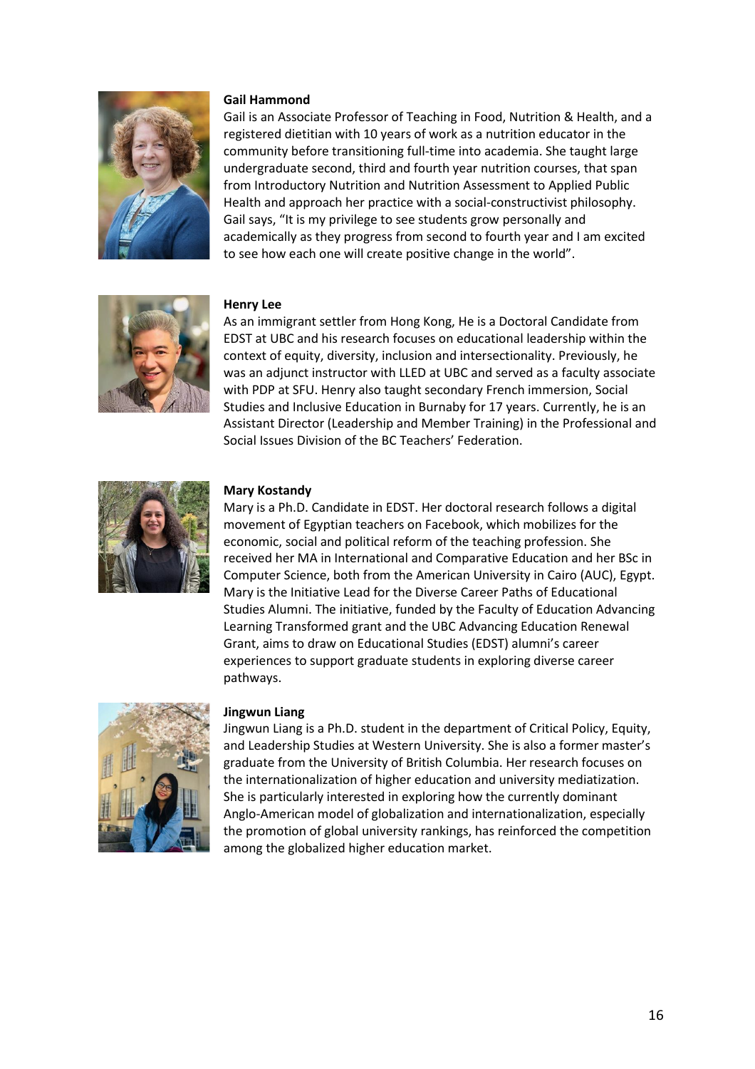**Gail Hammond**

Gail is an Associate Professor of Teaching in Food, Nutrition & Health, and a registered dietitian with 10 years of work as a nutrition educator in the community before transitioning full-time into academia. She taught large undergraduate second, third and fourth year nutrition courses, that span from Introductory Nutrition and Nutrition Assessment to Applied Public Health and approach her practice with a social-constructivist philosophy. Gail says, "It is my privilege to see students grow personally and academically as they progress from second to fourth year and I am excited to see how each one will create positive change in the world".

**Henry Lee**

As an immigrant settler from Hong Kong, He is a Doctoral Candidate from EDST at UBC and his research focuses on educational leadership within the context of equity, diversity, inclusion and intersectionality. Previously, he was an adjunct instructor with LLED at UBC and served as a faculty associate with PDP at SFU. Henry also taught secondary French immersion, Social Studies and Inclusive Education in Burnaby for 17 years. Currently, he is an Assistant Director (Leadership and Member Training) in the Professional and Social Issues Division of the BC Teachers' Federation.

**Mary Kostandy**

Mary is a Ph.D. Candidate in EDST. Her doctoral research follows a digital movement of Egyptian teachers on Facebook, which mobilizes for the economic, social and political reform of the teaching profession. She received her MA in International and Comparative Education and her BSc in Computer Science, both from the American University in Cairo (AUC), Egypt. Mary is the Initiative Lead for the Diverse Career Paths of Educational Studies Alumni. The initiative, funded by the Faculty of Education Advancing Learning Transformed grant and the UBC Advancing Education Renewal Grant, aims to draw on Educational Studies (EDST) alumni's career experiences to support graduate students in exploring diverse career pathways.

**Jingwun Liang**

Jingwun Liang is a Ph.D. student in the department of Critical Policy, Equity, and Leadership Studies at Western University. She is also a former master's graduate from the University of British Columbia. Her research focuses on the internationalization of higher education and university mediatization. She is particularly interested in exploring how the currently dominant Anglo-American model of globalization and internationalization, especially the promotion of global university rankings, has reinforced the competition among the globalized higher education market.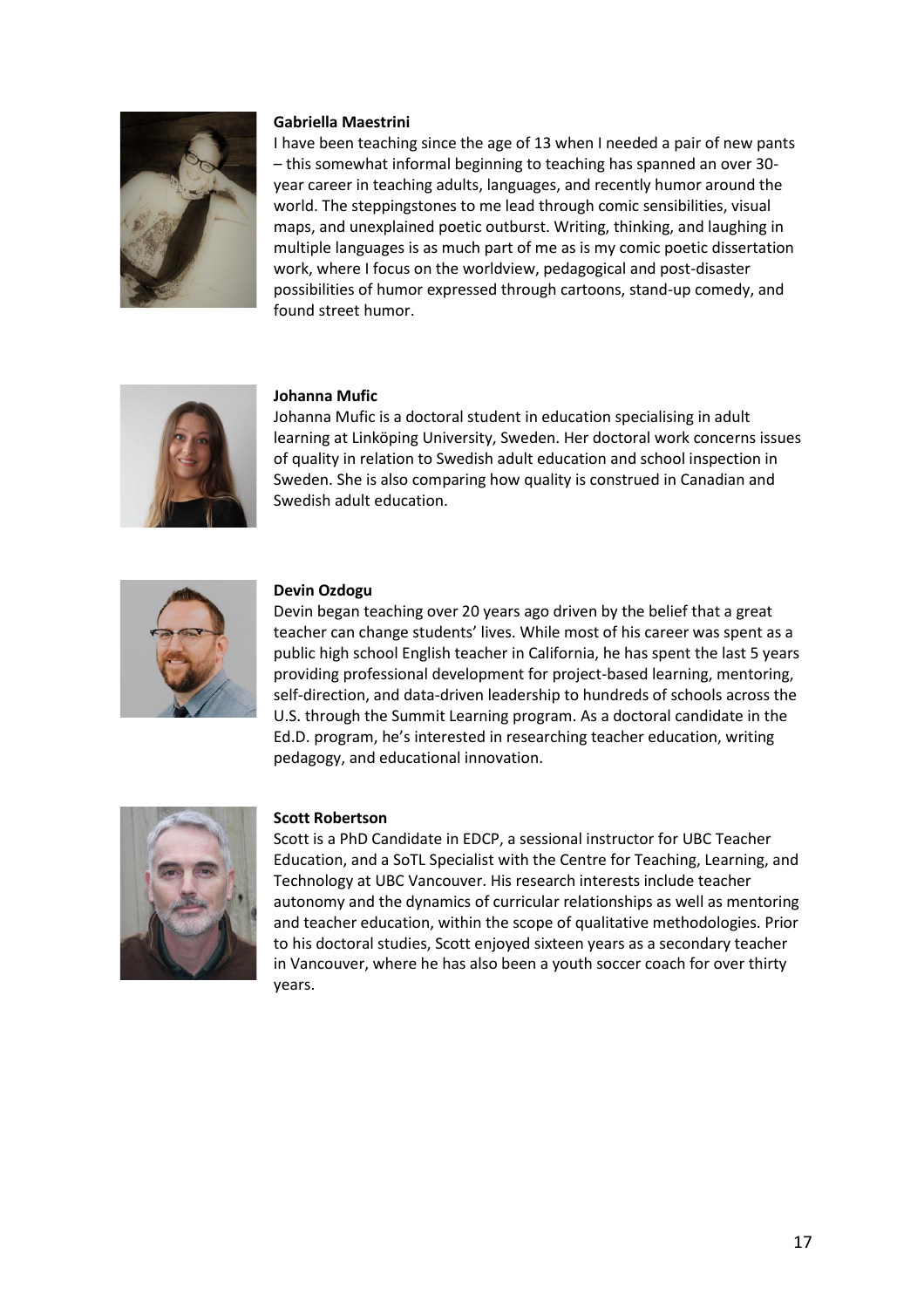**Gabriella Maestrini**

I have been teaching since the age of 13 when I needed a pair of new pants – this somewhat informal beginning to teaching has spanned an over 30-year career in teaching adults, languages, and recently humor around the world. The steppingstones to me lead through comic sensibilities, visual maps, and unexplained poetic outburst. Writing, thinking, and laughing in multiple languages is as much part of me as is my comic poetic dissertation work, where I focus on the worldview, pedagogical and post-disaster possibilities of humor expressed through cartoons, stand-up comedy, and found street humor.

**Johanna Mufic**

Johanna Mufic is a doctoral student in education specialising in adult learning at Linköping University, Sweden. Her doctoral work concerns issues of quality in relation to Swedish adult education and school inspection in Sweden. She is also comparing how quality is construed in Canadian and Swedish adult education.

**Devin Ozdogu**

Devin began teaching over 20 years ago driven by the belief that a great teacher can change students' lives. While most of his career was spent as a public high school English teacher in California, he has spent the last 5 years providing professional development for project-based learning, mentoring, self-direction, and data-driven leadership to hundreds of schools across the U.S. through the Summit Learning program. As a doctoral candidate in the Ed.D. program, he's interested in researching teacher education, writing pedagogy, and educational innovation.

**Scott Robertson**

Scott is a PhD Candidate in EDCP, a sessional instructor for UBC Teacher Education, and a SoTL Specialist with the Centre for Teaching, Learning, and Technology at UBC Vancouver. His research interests include teacher autonomy and the dynamics of curricular relationships as well as mentoring and teacher education, within the scope of qualitative methodologies. Prior to his doctoral studies, Scott enjoyed sixteen years as a secondary teacher in Vancouver, where he has also been a youth soccer coach for over thirty years.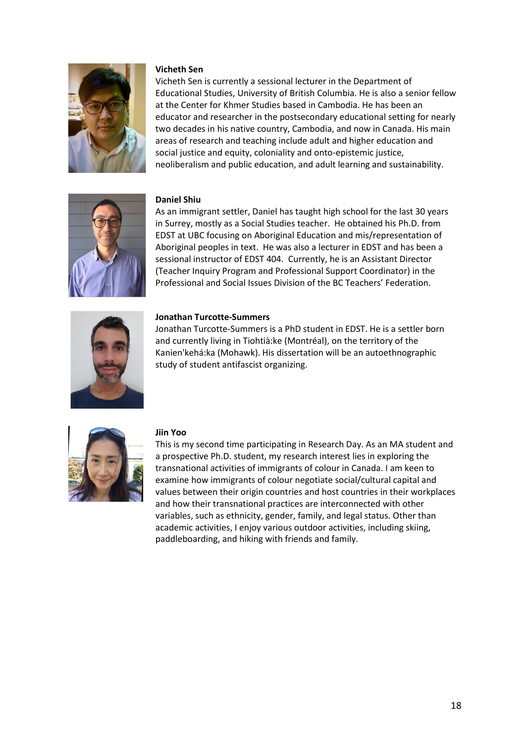**Vicheth Sen**

Vicheth Sen is currently a sessional lecturer in the Department of Educational Studies, University of British Columbia. He is also a senior fellow at the Center for Khmer Studies based in Cambodia. He has been an educator and researcher in the postsecondary educational setting for nearly two decades in his native country, Cambodia, and now in Canada. His main areas of research and teaching include adult and higher education and social justice and equity, coloniality and onto-epistemic justice, neoliberalism and public education, and adult learning and sustainability.

**Daniel Shiu**

As an immigrant settler, Daniel has taught high school for the last 30 years in Surrey, mostly as a Social Studies teacher. He obtained his Ph.D. from EDST at UBC focusing on Aboriginal Education and mis/representation of Aboriginal peoples in text. He was also a lecturer in EDST and has been a sessional instructor of EDST 404. Currently, he is an Assistant Director (Teacher Inquiry Program and Professional Support Coordinator) in the Professional and Social Issues Division of the BC Teachers' Federation.

**Jonathan Turcotte-Summers**

Jonathan Turcotte-Summers is a PhD student in EDST. He is a settler born and currently living in Tiohtià:ke (Montréal), on the territory of the Kanien'kehá:ka (Mohawk). His dissertation will be an autoethnographic study of student antifascist organizing.

**Jiin Yoo**

This is my second time participating in Research Day. As an MA student and a prospective Ph.D. student, my research interest lies in exploring the transnational activities of immigrants of colour in Canada. I am keen to examine how immigrants of colour negotiate social/cultural capital and values between their origin countries and host countries in their workplaces and how their transnational practices are interconnected with other variables, such as ethnicity, gender, family, and legal status. Other than academic activities, I enjoy various outdoor activities, including skiing, paddleboarding, and hiking with friends and family.